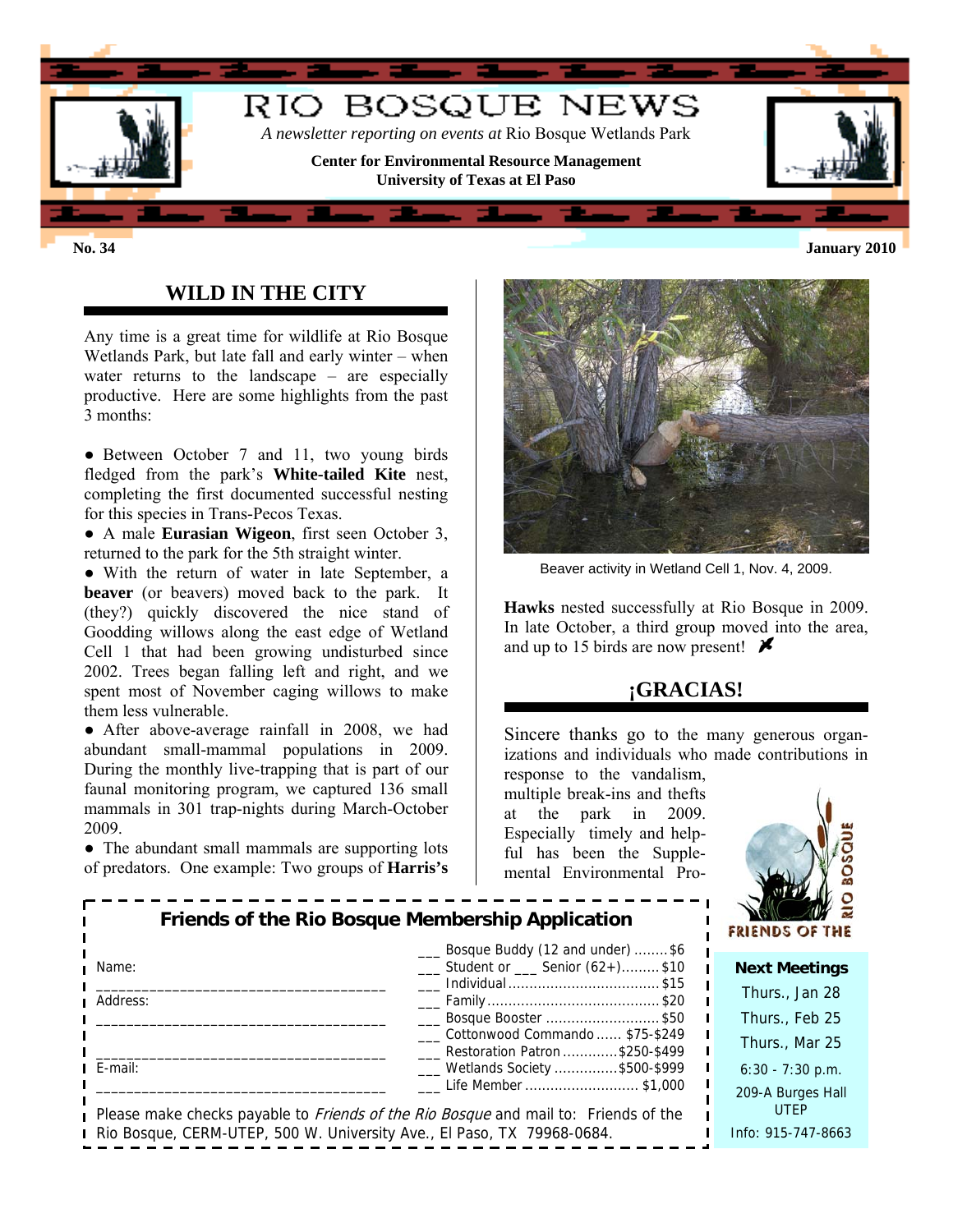# RIO BOSQUE NEWS

*A newsletter reporting on events at* Rio Bosque Wetlands Park

**Center for Environmental Resource Management**
**University of Texas at El Paso**

**No. 34** — **January 2010**

## WILD IN THE CITY

Any time is a great time for wildlife at Rio Bosque Wetlands Park, but late fall and early winter – when water returns to the landscape – are especially productive. Here are some highlights from the past 3 months:

- Between October 7 and 11, two young birds fledged from the park's **White-tailed Kite** nest, completing the first documented successful nesting for this species in Trans-Pecos Texas.
- A male **Eurasian Wigeon**, first seen October 3, returned to the park for the 5th straight winter.
- With the return of water in late September, a **beaver** (or beavers) moved back to the park. It (they?) quickly discovered the nice stand of Goodding willows along the east edge of Wetland Cell 1 that had been growing undisturbed since 2002. Trees began falling left and right, and we spent most of November caging willows to make them less vulnerable.
- After above-average rainfall in 2008, we had abundant small-mammal populations in 2009. During the monthly live-trapping that is part of our faunal monitoring program, we captured 136 small mammals in 301 trap-nights during March-October 2009.
- The abundant small mammals are supporting lots of predators. One example: Two groups of **Harris's Hawks** nested successfully at Rio Bosque in 2009. In late October, a third group moved into the area, and up to 15 birds are now present!

Beaver activity in Wetland Cell 1, Nov. 4, 2009.

## ¡GRACIAS!

Sincere thanks go to the many generous organizations and individuals who made contributions in response to the vandalism, multiple break-ins and thefts at the park in 2009. Especially timely and helpful has been the Supplemental Environmental Pro-

### Friends of the Rio Bosque Membership Application

Name: ______________________________________

Address: ______________________________________

______________________________________

E-mail: ______________________________________

- ___ Bosque Buddy (12 and under) ........$6
- ___ Student or ___ Senior (62+).........$10
- ___ Individual ..................................$15
- ___ Family ........................................$20
- ___ Bosque Booster ...........................$50
- ___ Cottonwood Commando ...... $75-$249
- ___ Restoration Patron .............$250-$499
- ___ Wetlands Society ...............$500-$999
- ___ Life Member ........................... $1,000

Please make checks payable to *Friends of the Rio Bosque* and mail to: Friends of the Rio Bosque, CERM-UTEP, 500 W. University Ave., El Paso, TX 79968-0684.

FRIENDS OF THE RIO BOSQUE

**Next Meetings**

Thurs., Jan 28
Thurs., Feb 25
Thurs., Mar 25

6:30 - 7:30 p.m.

209-A Burges Hall
UTEP

Info: 915-747-8663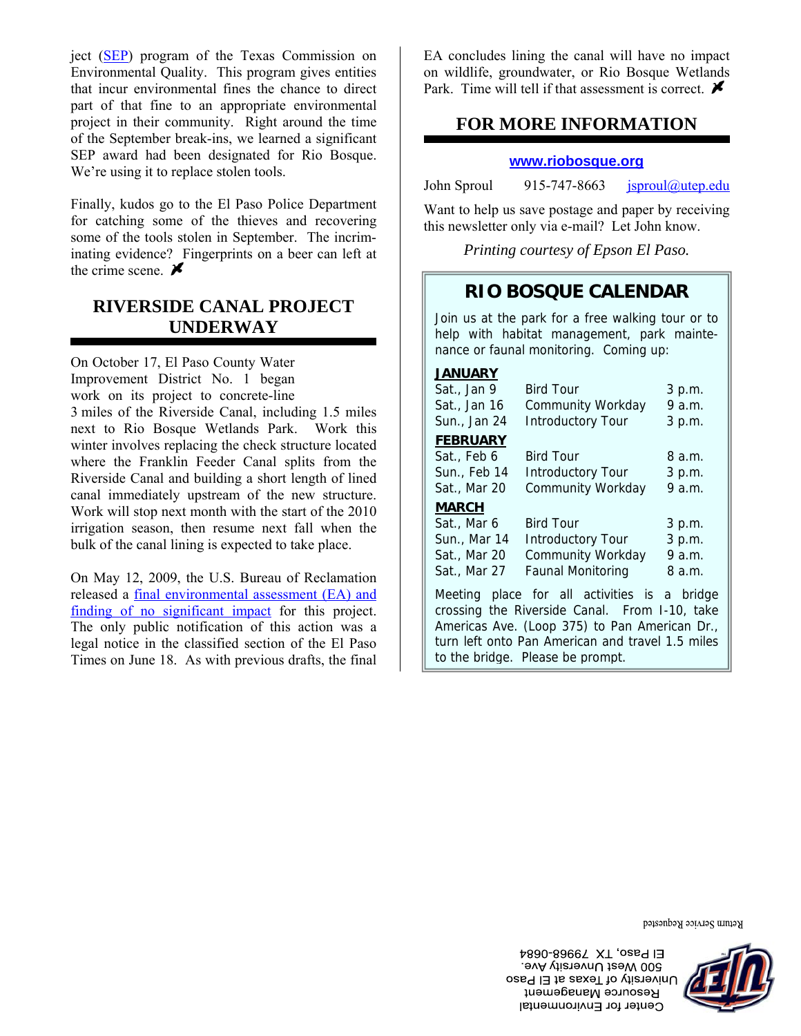ject (SEP) program of the Texas Commission on Environmental Quality. This program gives entities that incur environmental fines the chance to direct part of that fine to an appropriate environmental project in their community. Right around the time of the September break-ins, we learned a significant SEP award had been designated for Rio Bosque. We're using it to replace stolen tools.

Finally, kudos go to the El Paso Police Department for catching some of the thieves and recovering some of the tools stolen in September. The incriminating evidence? Fingerprints on a beer can left at the crime scene.

## RIVERSIDE CANAL PROJECT UNDERWAY

On October 17, El Paso County Water Improvement District No. 1 began work on its project to concrete-line 3 miles of the Riverside Canal, including 1.5 miles next to Rio Bosque Wetlands Park. Work this winter involves replacing the check structure located where the Franklin Feeder Canal splits from the Riverside Canal and building a short length of lined canal immediately upstream of the new structure. Work will stop next month with the start of the 2010 irrigation season, then resume next fall when the bulk of the canal lining is expected to take place.

On May 12, 2009, the U.S. Bureau of Reclamation released a final environmental assessment (EA) and finding of no significant impact for this project. The only public notification of this action was a legal notice in the classified section of the El Paso Times on June 18. As with previous drafts, the final EA concludes lining the canal will have no impact on wildlife, groundwater, or Rio Bosque Wetlands Park. Time will tell if that assessment is correct.

## FOR MORE INFORMATION

**www.riobosque.org**

John Sproul 915-747-8663 jsproul@utep.edu

Want to help us save postage and paper by receiving this newsletter only via e-mail? Let John know.

*Printing courtesy of Epson El Paso.*

## RIO BOSQUE CALENDAR

Join us at the park for a free walking tour or to help with habitat management, park maintenance or faunal monitoring. Coming up:

**JANUARY**

| | | |
|---|---|---|
| Sat., Jan 9 | Bird Tour | 3 p.m. |
| Sat., Jan 16 | Community Workday | 9 a.m. |
| Sun., Jan 24 | Introductory Tour | 3 p.m. |

**FEBRUARY**

| | | |
|---|---|---|
| Sat., Feb 6 | Bird Tour | 8 a.m. |
| Sun., Feb 14 | Introductory Tour | 3 p.m. |
| Sat., Mar 20 | Community Workday | 9 a.m. |

**MARCH**

| | | |
|---|---|---|
| Sat., Mar 6 | Bird Tour | 3 p.m. |
| Sun., Mar 14 | Introductory Tour | 3 p.m. |
| Sat., Mar 20 | Community Workday | 9 a.m. |
| Sat., Mar 27 | Faunal Monitoring | 8 a.m. |

Meeting place for all activities is a bridge crossing the Riverside Canal. From I-10, take Americas Ave. (Loop 375) to Pan American Dr., turn left onto Pan American and travel 1.5 miles to the bridge. Please be prompt.

Center for Environmental
Resource Management
University of Texas at El Paso
500 West University Ave.
El Paso, TX 79968-0684

Return Service Requested